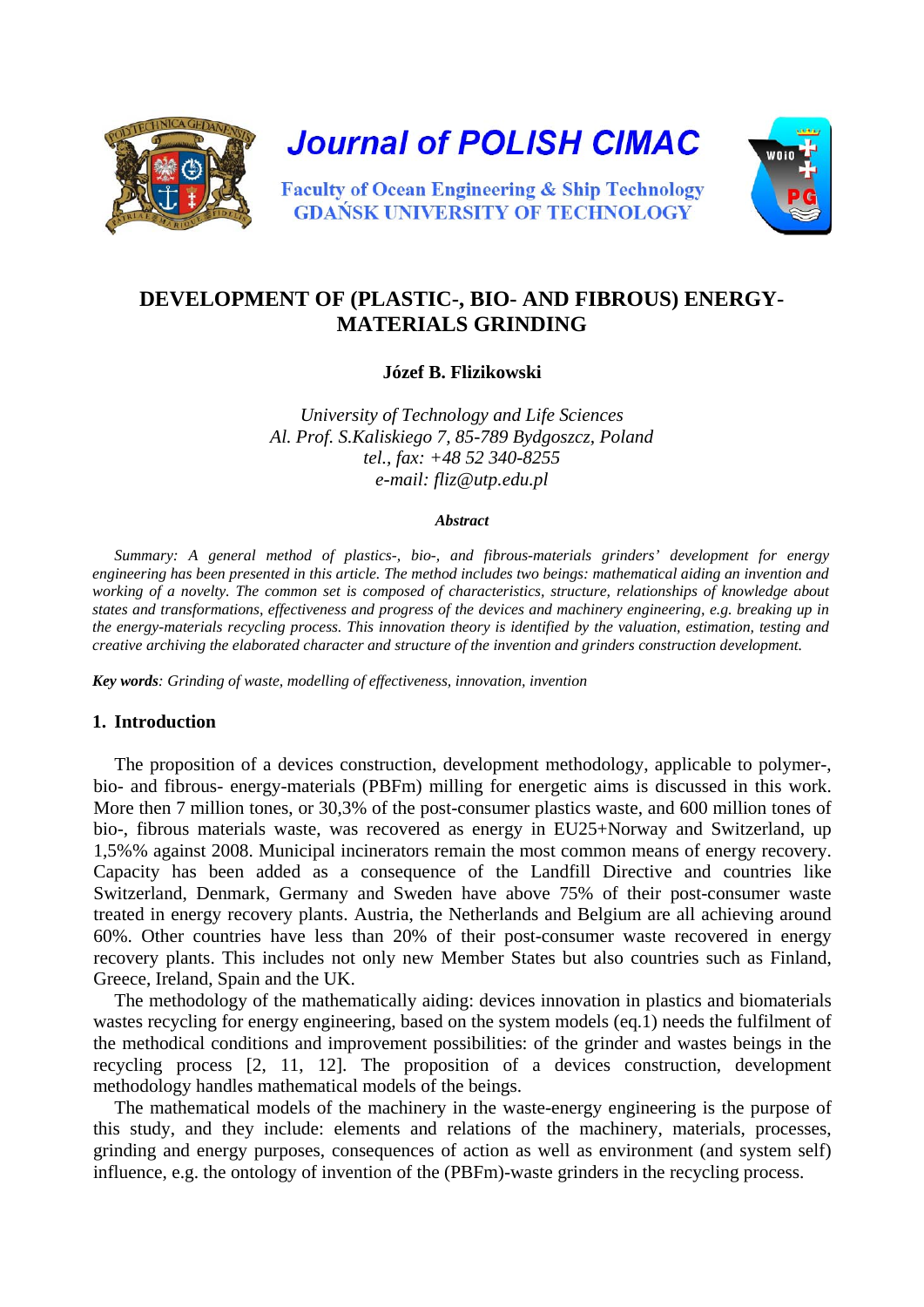# DEVELOPMENT OF (PLASTIC-, BIO- AND FIBROUS) ENERGY-MATERIALS GRINDING

**Józef B. Flizikowski**

*University of Technology and Life Sciences*
*Al. Prof. S.Kaliskiego 7, 85-789 Bydgoszcz, Poland*
*tel., fax: +48 52 340-8255*
*e-mail: fliz@utp.edu.pl*

***Abstract***

*Summary: A general method of plastics-, bio-, and fibrous-materials grinders' development for energy engineering has been presented in this article. The method includes two beings: mathematical aiding an invention and working of a novelty. The common set is composed of characteristics, structure, relationships of knowledge about states and transformations, effectiveness and progress of the devices and machinery engineering, e.g. breaking up in the energy-materials recycling process. This innovation theory is identified by the valuation, estimation, testing and creative archiving the elaborated character and structure of the invention and grinders construction development.*

***Key words****: Grinding of waste, modelling of effectiveness, innovation, invention*

## 1. Introduction

The proposition of a devices construction, development methodology, applicable to polymer-, bio- and fibrous- energy-materials (PBFm) milling for energetic aims is discussed in this work. More then 7 million tones, or 30,3% of the post-consumer plastics waste, and 600 million tones of bio-, fibrous materials waste, was recovered as energy in EU25+Norway and Switzerland, up 1,5%% against 2008. Municipal incinerators remain the most common means of energy recovery. Capacity has been added as a consequence of the Landfill Directive and countries like Switzerland, Denmark, Germany and Sweden have above 75% of their post-consumer waste treated in energy recovery plants. Austria, the Netherlands and Belgium are all achieving around 60%. Other countries have less than 20% of their post-consumer waste recovered in energy recovery plants. This includes not only new Member States but also countries such as Finland, Greece, Ireland, Spain and the UK.

The methodology of the mathematically aiding: devices innovation in plastics and biomaterials wastes recycling for energy engineering, based on the system models (eq.1) needs the fulfilment of the methodical conditions and improvement possibilities: of the grinder and wastes beings in the recycling process [2, 11, 12]. The proposition of a devices construction, development methodology handles mathematical models of the beings.

The mathematical models of the machinery in the waste-energy engineering is the purpose of this study, and they include: elements and relations of the machinery, materials, processes, grinding and energy purposes, consequences of action as well as environment (and system self) influence, e.g. the ontology of invention of the (PBFm)-waste grinders in the recycling process.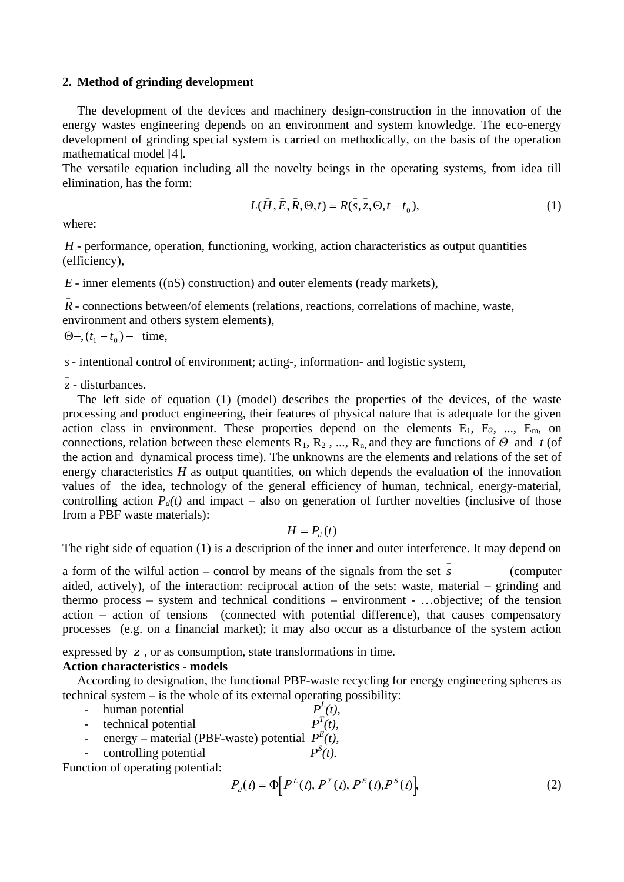## 2. Method of grinding development

The development of the devices and machinery design-construction in the innovation of the energy wastes engineering depends on an environment and system knowledge. The eco-energy development of grinding special system is carried on methodically, on the basis of the operation mathematical model [4].

The versatile equation including all the novelty beings in the operating systems, from idea till elimination, has the form:

$$L(\bar{H}, \bar{E}, \bar{R}, \Theta, t) = R(\bar{s}, \bar{z}, \Theta, t - t_0), \tag{1}$$

where:

$\bar{H}$ - performance, operation, functioning, working, action characteristics as output quantities (efficiency),

$\bar{E}$ - inner elements ((nS) construction) and outer elements (ready markets),

$\bar{R}$ - connections between/of elements (relations, reactions, correlations of machine, waste, environment and others system elements),

$\Theta -, (t_1 - t_0) -$ time,

$\bar{s}$ - intentional control of environment; acting-, information- and logistic system,

$\bar{z}$ - disturbances.

The left side of equation (1) (model) describes the properties of the devices, of the waste processing and product engineering, their features of physical nature that is adequate for the given action class in environment. These properties depend on the elements $E_1$, $E_2$, ..., $E_m$, on connections, relation between these elements $R_1$, $R_2$ , ..., $R_n$, and they are functions of $\Theta$ and $t$ (of the action and dynamical process time). The unknowns are the elements and relations of the set of energy characteristics $H$ as output quantities, on which depends the evaluation of the innovation values of the idea, technology of the general efficiency of human, technical, energy-material, controlling action $P_d(t)$ and impact – also on generation of further novelties (inclusive of those from a PBF waste materials):

$$H = P_d(t)$$

The right side of equation (1) is a description of the inner and outer interference. It may depend on a form of the wilful action – control by means of the signals from the set $\bar{s}$ (computer aided, actively), of the interaction: reciprocal action of the sets: waste, material – grinding and thermo process – system and technical conditions – environment - …objective; of the tension action – action of tensions (connected with potential difference), that causes compensatory processes (e.g. on a financial market); it may also occur as a disturbance of the system action expressed by $\bar{z}$ , or as consumption, state transformations in time.

**Action characteristics - models**

According to designation, the functional PBF-waste recycling for energy engineering spheres as technical system – is the whole of its external operating possibility:

- human potential $P^L(t)$,
- technical potential $P^T(t)$,
- energy – material (PBF-waste) potential $P^E(t)$,
- controlling potential $P^S(t)$.

Function of operating potential:

$$P_d(t) = \Phi\left[P^L(t), P^T(t), P^E(t), P^S(t)\right], \tag{2}$$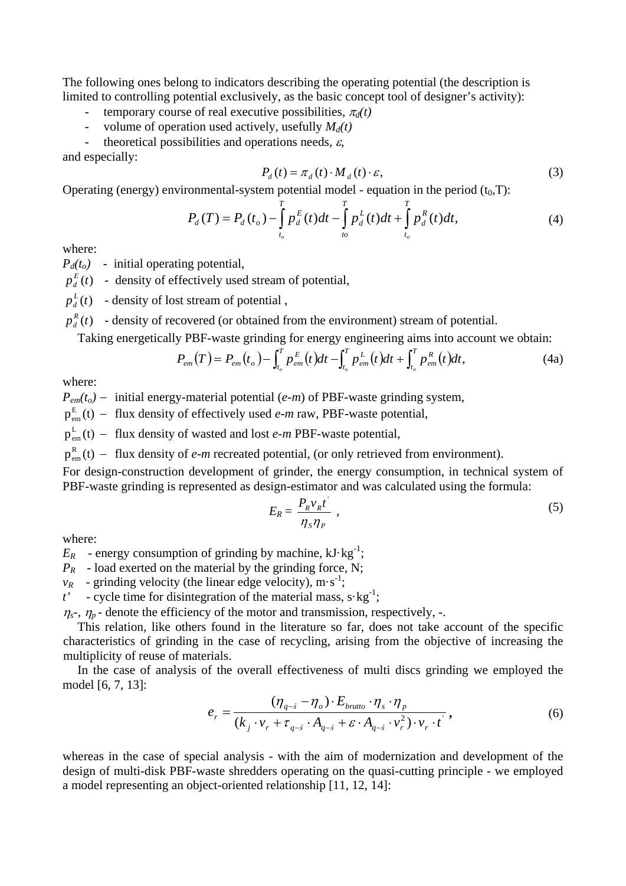The following ones belong to indicators describing the operating potential (the description is limited to controlling potential exclusively, as the basic concept tool of designer's activity):

- temporary course of real executive possibilities, $\pi_d(t)$
- volume of operation used actively, usefully $M_d(t)$
- theoretical possibilities and operations needs, $\varepsilon$,

and especially:

$$P_d(t) = \pi_d(t) \cdot M_d(t) \cdot \varepsilon, \tag{3}$$

Operating (energy) environmental-system potential model - equation in the period ($t_0$,T):

$$P_d(T) = P_d(t_o) - \int_{t_o}^{T} p_d^E(t)dt - \int_{to}^{T} p_d^L(t)dt + \int_{t_o}^{T} p_d^R(t)dt, \tag{4}$$

where:

$P_d(t_o)$ - initial operating potential,

$p_d^E(t)$ - density of effectively used stream of potential,

$p_d^L(t)$ - density of lost stream of potential ,

$p_d^R(t)$ - density of recovered (or obtained from the environment) stream of potential.

Taking energetically PBF-waste grinding for energy engineering aims into account we obtain:

$$P_{em}(T) = P_{em}(t_o) - \int_{t_o}^{T} p_{em}^E(t)dt - \int_{t_o}^{T} p_{em}^L(t)dt + \int_{t_o}^{T} p_{em}^R(t)dt, \tag{4a}$$

where:

$P_{em}(t_o)$ – initial energy-material potential (*e-m*) of PBF-waste grinding system,

$p_{em}^E(t)$ – flux density of effectively used *e-m* raw, PBF-waste potential,

$p_{em}^L(t)$ – flux density of wasted and lost *e-m* PBF-waste potential,

$p_{em}^R(t)$ – flux density of *e-m* recreated potential, (or only retrieved from environment).

For design-construction development of grinder, the energy consumption, in technical system of PBF-waste grinding is represented as design-estimator and was calculated using the formula:

$$E_R = \frac{P_R v_R t'}{\eta_S \eta_P} \ , \tag{5}$$

where:

$E_R$ - energy consumption of grinding by machine, kJ·kg$^{-1}$;

$P_R$ - load exerted on the material by the grinding force, N;

$v_R$ - grinding velocity (the linear edge velocity), m·s$^{-1}$;

$t'$ - cycle time for disintegration of the material mass, s·kg$^{-1}$;

$\eta_s$-, $\eta_p$ - denote the efficiency of the motor and transmission, respectively, -.

This relation, like others found in the literature so far, does not take account of the specific characteristics of grinding in the case of recycling, arising from the objective of increasing the multiplicity of reuse of materials.

In the case of analysis of the overall effectiveness of multi discs grinding we employed the model [6, 7, 13]:

$$e_r = \frac{(\eta_{q-\acute{s}} - \eta_o) \cdot E_{brutto} \cdot \eta_s \cdot \eta_p}{(k_j \cdot v_r + \tau_{q-\acute{s}} \cdot A_{q-\acute{s}} + \varepsilon \cdot A_{q-\acute{s}} \cdot v_r^2) \cdot v_r \cdot t'}, \tag{6}$$

whereas in the case of special analysis - with the aim of modernization and development of the design of multi-disk PBF-waste shredders operating on the quasi-cutting principle - we employed a model representing an object-oriented relationship [11, 12, 14]: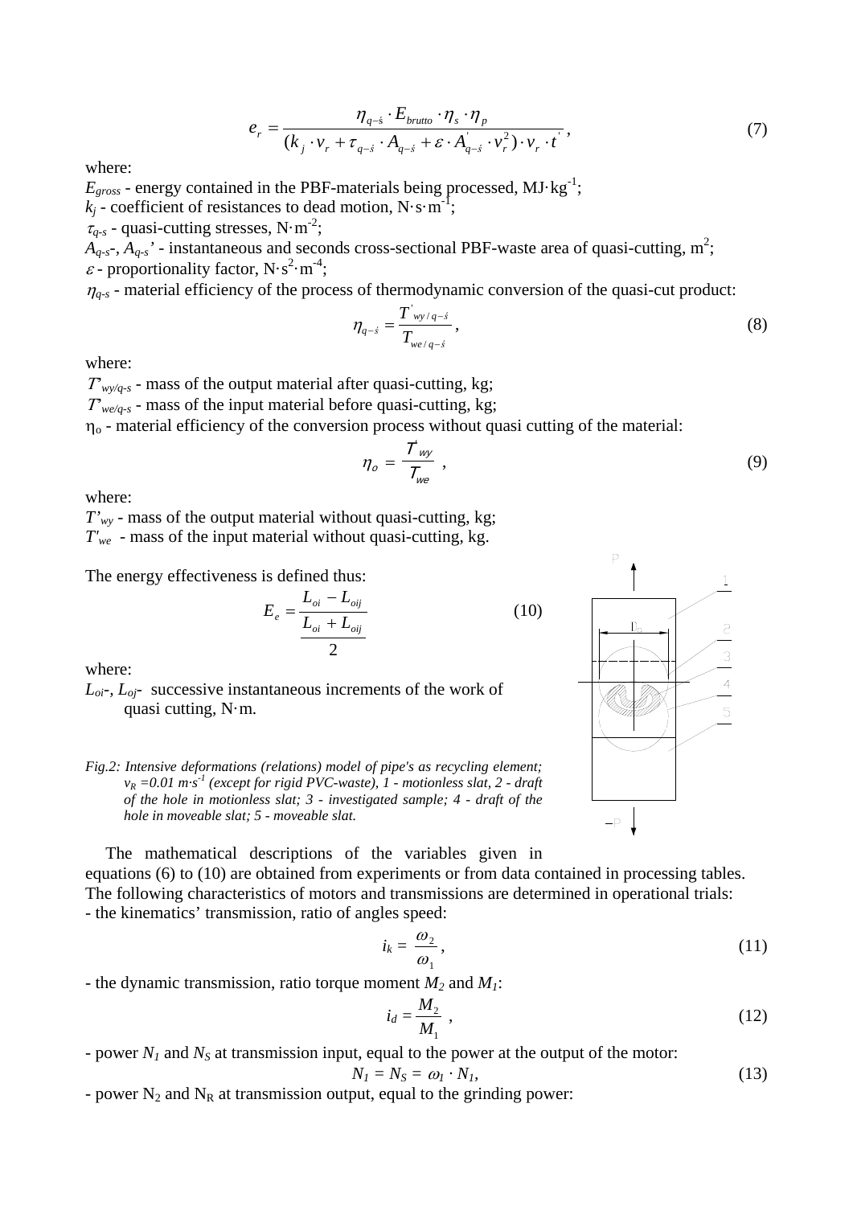$$e_r = \frac{\eta_{q-\acute{s}} \cdot E_{brutto} \cdot \eta_s \cdot \eta_p}{(k_j \cdot v_r + \tau_{q-\acute{s}} \cdot A_{q-\acute{s}} + \varepsilon \cdot A_{q-\acute{s}}^{'} \cdot v_r^2) \cdot v_r \cdot t^{'}}, \tag{7}$$

where:

$E_{gross}$ - energy contained in the PBF-materials being processed, $MJ \cdot kg^{-1}$;
$k_j$ - coefficient of resistances to dead motion, $N \cdot s \cdot m^{-1}$;
$\tau_{q-s}$ - quasi-cutting stresses, $N \cdot m^{-2}$;
$A_{q-s}$-, $A_{q-s}'$ - instantaneous and seconds cross-sectional PBF-waste area of quasi-cutting, $m^2$;
$\varepsilon$ - proportionality factor, $N \cdot s^2 \cdot m^{-4}$;
$\eta_{q-s}$ - material efficiency of the process of thermodynamic conversion of the quasi-cut product:

$$\eta_{q-\acute{s}} = \frac{T^{'}_{wy/q-\acute{s}}}{T_{we/q-\acute{s}}}, \tag{8}$$

where:

$T'_{wy/q-s}$ - mass of the output material after quasi-cutting, kg;
$T'_{we/q-s}$ - mass of the input material before quasi-cutting, kg;
$\eta_o$ - material efficiency of the conversion process without quasi cutting of the material:

$$\eta_o = \frac{T'_{wy}}{T_{we}}, \tag{9}$$

where:

$T'_{wy}$ - mass of the output material without quasi-cutting, kg;
$T'_{we}$ - mass of the input material without quasi-cutting, kg.

The energy effectiveness is defined thus:

$$E_e = \frac{L_{oi} - L_{oij}}{\dfrac{L_{oi} + L_{oij}}{2}} \tag{10}$$

where:

$L_{oi}$-, $L_{oj}$- successive instantaneous increments of the work of quasi cutting, $N \cdot m$.

*Fig.2: Intensive deformations (relations) model of pipe's as recycling element; $v_R = 0.01\ m \cdot s^{-1}$ (except for rigid PVC-waste), 1 - motionless slat, 2 - draft of the hole in motionless slat; 3 - investigated sample; 4 - draft of the hole in moveable slat; 5 - moveable slat.*

The mathematical descriptions of the variables given in equations (6) to (10) are obtained from experiments or from data contained in processing tables. The following characteristics of motors and transmissions are determined in operational trials:

- the kinematics' transmission, ratio of angles speed:

$$i_k = \frac{\omega_2}{\omega_1}, \tag{11}$$

- the dynamic transmission, ratio torque moment $M_2$ and $M_1$:

$$i_d = \frac{M_2}{M_1}, \tag{12}$$

- power $N_1$ and $N_S$ at transmission input, equal to the power at the output of the motor:

$$N_1 = N_S = \omega_1 \cdot N_1, \tag{13}$$

- power $N_2$ and $N_R$ at transmission output, equal to the grinding power: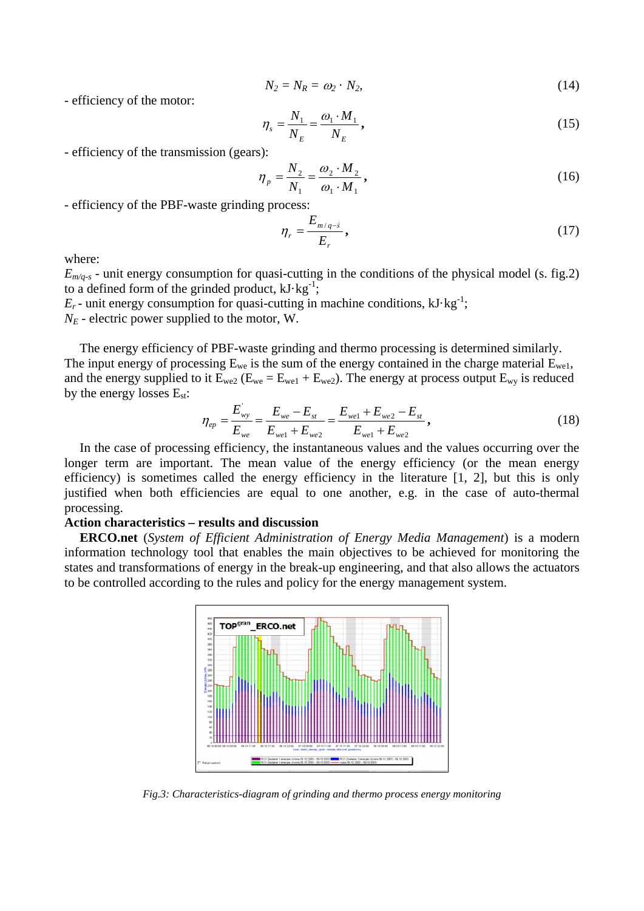$$N_2 = N_R = \omega_2 \cdot N_2, \tag{14}$$

- efficiency of the motor:

$$\eta_s = \frac{N_1}{N_E} = \frac{\omega_1 \cdot M_1}{N_E}, \tag{15}$$

- efficiency of the transmission (gears):

$$\eta_p = \frac{N_2}{N_1} = \frac{\omega_2 \cdot M_2}{\omega_1 \cdot M_1}, \tag{16}$$

- efficiency of the PBF-waste grinding process:

$$\eta_r = \frac{E_{m/q-\acute{s}}}{E_r}, \tag{17}$$

where:

$E_{m/q-s}$ - unit energy consumption for quasi-cutting in the conditions of the physical model (s. fig.2) to a defined form of the grinded product, $kJ \cdot kg^{-1}$;

$E_r$ - unit energy consumption for quasi-cutting in machine conditions, $kJ \cdot kg^{-1}$;

$N_E$ - electric power supplied to the motor, W.

The energy efficiency of PBF-waste grinding and thermo processing is determined similarly. The input energy of processing $E_{we}$ is the sum of the energy contained in the charge material $E_{we1}$, and the energy supplied to it $E_{we2}$ ($E_{we} = E_{we1} + E_{we2}$). The energy at process output $E_{wy}$ is reduced by the energy losses $E_{st}$:

$$\eta_{ep} = \frac{E'_{wy}}{E_{we}} = \frac{E_{we} - E_{st}}{E_{we1} + E_{we2}} = \frac{E_{we1} + E_{we2} - E_{st}}{E_{we1} + E_{we2}}, \tag{18}$$

In the case of processing efficiency, the instantaneous values and the values occurring over the longer term are important. The mean value of the energy efficiency (or the mean energy efficiency) is sometimes called the energy efficiency in the literature [1, 2], but this is only justified when both efficiencies are equal to one another, e.g. in the case of auto-thermal processing.

**Action characteristics – results and discussion**

**ERCO.net** (*System of Efficient Administration of Energy Media Management*) is a modern information technology tool that enables the main objectives to be achieved for monitoring the states and transformations of energy in the break-up engineering, and that also allows the actuators to be controlled according to the rules and policy for the energy management system.

*Fig.3: Characteristics-diagram of grinding and thermo process energy monitoring*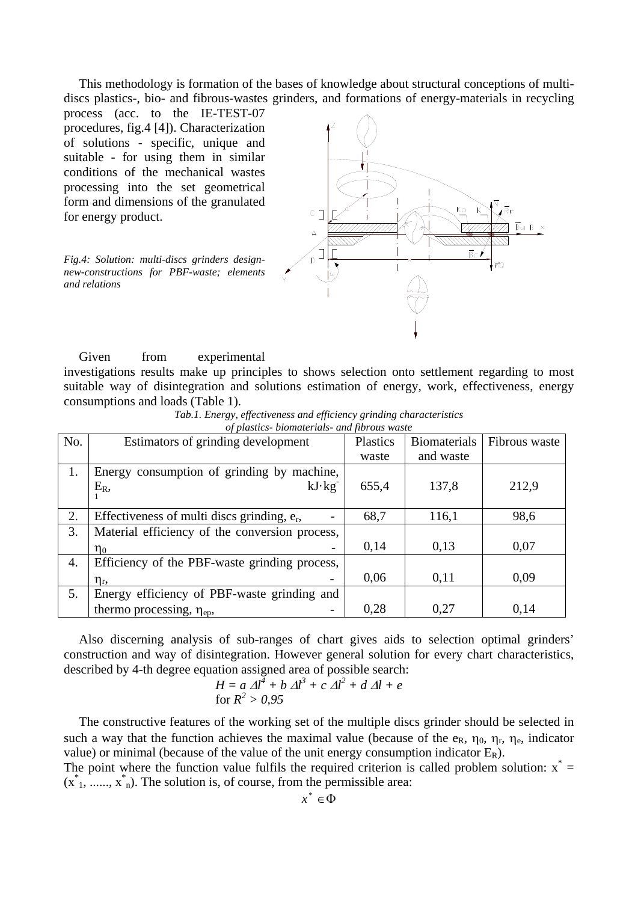This methodology is formation of the bases of knowledge about structural conceptions of multi-discs plastics-, bio- and fibrous-wastes grinders, and formations of energy-materials in recycling process (acc. to the IE-TEST-07 procedures, fig.4 [4]). Characterization of solutions - specific, unique and suitable - for using them in similar conditions of the mechanical wastes processing into the set geometrical form and dimensions of the granulated for energy product.

*Fig.4: Solution: multi-discs grinders design-new-constructions for PBF-waste; elements and relations*

Given from experimental investigations results make up principles to shows selection onto settlement regarding to most suitable way of disintegration and solutions estimation of energy, work, effectiveness, energy consumptions and loads (Table 1).

*Tab.1. Energy, effectiveness and efficiency grinding characteristics of plastics- biomaterials- and fibrous waste*

| No. | Estimators of grinding development | Plastics waste | Biomaterials and waste | Fibrous waste |
|---|---|---|---|---|
| 1. | Energy consumption of grinding by machine, $E_R$, kJ·kg$^{-1}$ | 655,4 | 137,8 | 212,9 |
| 2. | Effectiveness of multi discs grinding, $e_r$, - | 68,7 | 116,1 | 98,6 |
| 3. | Material efficiency of the conversion process, $\eta_0$ - | 0,14 | 0,13 | 0,07 |
| 4. | Efficiency of the PBF-waste grinding process, $\eta_r$, - | 0,06 | 0,11 | 0,09 |
| 5. | Energy efficiency of PBF-waste grinding and thermo processing, $\eta_{ep}$, - | 0,28 | 0,27 | 0,14 |

Also discerning analysis of sub-ranges of chart gives aids to selection optimal grinders' construction and way of disintegration. However general solution for every chart characteristics, described by 4-th degree equation assigned area of possible search:

$$H = a\,\Delta l^4 + b\,\Delta l^3 + c\,\Delta l^2 + d\,\Delta l + e$$

$$\text{for } R^2 > 0{,}95$$

The constructive features of the working set of the multiple discs grinder should be selected in such a way that the function achieves the maximal value (because of the $e_R$, $\eta_0$, $\eta_r$, $\eta_e$, indicator value) or minimal (because of the value of the unit energy consumption indicator $E_R$).

The point where the function value fulfils the required criterion is called problem solution: $x^* = (x^*_1, ......, x^*_n)$. The solution is, of course, from the permissible area:

$$x^* \in \Phi$$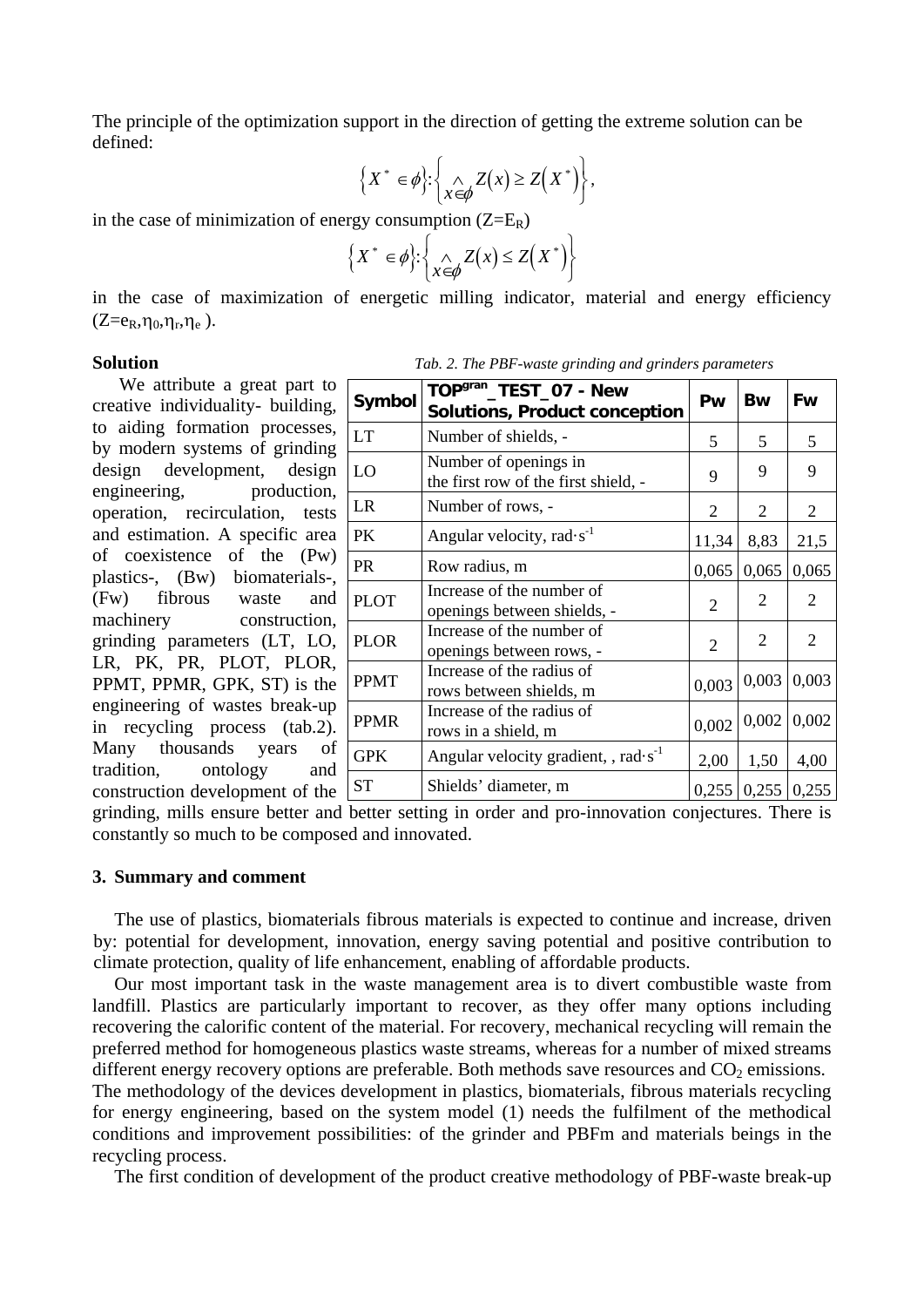The principle of the optimization support in the direction of getting the extreme solution can be defined:

$$\left\{ X^* \in \phi \right\} : \left\{ \underset{x \in \phi}{\wedge} Z(x) \geq Z\left(X^*\right) \right\},$$

in the case of minimization of energy consumption ($Z=E_R$)

$$\left\{ X^* \in \phi \right\} : \left\{ \underset{x \in \phi}{\wedge} Z(x) \leq Z\left(X^*\right) \right\}$$

in the case of maximization of energetic milling indicator, material and energy efficiency ($Z=e_R,\eta_0,\eta_r,\eta_e$ ).

**Solution**

We attribute a great part to creative individuality- building, to aiding formation processes, by modern systems of grinding design development, design engineering, production, operation, recirculation, tests and estimation. A specific area of coexistence of the (Pw) plastics-, (Bw) biomaterials-, (Fw) fibrous waste and machinery construction, grinding parameters (LT, LO, LR, PK, PR, PLOT, PLOR, PPMT, PPMR, GPK, ST) is the engineering of wastes break-up in recycling process (tab.2). Many thousands years of tradition, ontology and construction development of the grinding, mills ensure better and better setting in order and pro-innovation conjectures. There is constantly so much to be composed and innovated.

*Tab. 2. The PBF-waste grinding and grinders parameters*

| Symbol | TOP$^{gran}$_TEST_07 - New Solutions, Product conception | Pw | Bw | Fw |
|---|---|---|---|---|
| LT | Number of shields, - | 5 | 5 | 5 |
| LO | Number of openings in the first row of the first shield, - | 9 | 9 | 9 |
| LR | Number of rows, - | 2 | 2 | 2 |
| PK | Angular velocity, rad·s$^{-1}$ | 11,34 | 8,83 | 21,5 |
| PR | Row radius, m | 0,065 | 0,065 | 0,065 |
| PLOT | Increase of the number of openings between shields, - | 2 | 2 | 2 |
| PLOR | Increase of the number of openings between rows, - | 2 | 2 | 2 |
| PPMT | Increase of the radius of rows between shields, m | 0,003 | 0,003 | 0,003 |
| PPMR | Increase of the radius of rows in a shield, m | 0,002 | 0,002 | 0,002 |
| GPK | Angular velocity gradient, , rad·s$^{-1}$ | 2,00 | 1,50 | 4,00 |
| ST | Shields' diameter, m | 0,255 | 0,255 | 0,255 |

## 3. Summary and comment

The use of plastics, biomaterials fibrous materials is expected to continue and increase, driven by: potential for development, innovation, energy saving potential and positive contribution to climate protection, quality of life enhancement, enabling of affordable products.

Our most important task in the waste management area is to divert combustible waste from landfill. Plastics are particularly important to recover, as they offer many options including recovering the calorific content of the material. For recovery, mechanical recycling will remain the preferred method for homogeneous plastics waste streams, whereas for a number of mixed streams different energy recovery options are preferable. Both methods save resources and $CO_2$ emissions. The methodology of the devices development in plastics, biomaterials, fibrous materials recycling for energy engineering, based on the system model (1) needs the fulfilment of the methodical conditions and improvement possibilities: of the grinder and PBFm and materials beings in the recycling process.

The first condition of development of the product creative methodology of PBF-waste break-up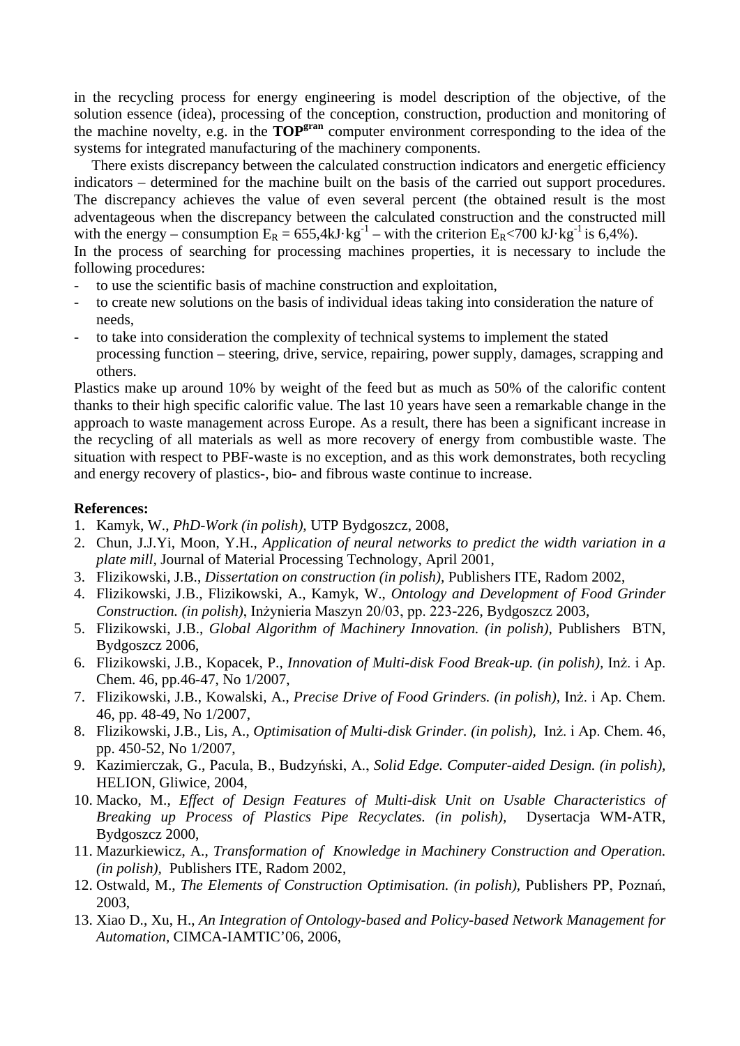in the recycling process for energy engineering is model description of the objective, of the solution essence (idea), processing of the conception, construction, production and monitoring of the machine novelty, e.g. in the **TOP**$^{\mathbf{gran}}$ computer environment corresponding to the idea of the systems for integrated manufacturing of the machinery components.

There exists discrepancy between the calculated construction indicators and energetic efficiency indicators – determined for the machine built on the basis of the carried out support procedures. The discrepancy achieves the value of even several percent (the obtained result is the most adventageous when the discrepancy between the calculated construction and the constructed mill with the energy – consumption $E_R = 655{,}4 kJ \cdot kg^{-1}$ – with the criterion $E_R < 700\ kJ \cdot kg^{-1}$ is 6,4%).

In the process of searching for processing machines properties, it is necessary to include the following procedures:

- to use the scientific basis of machine construction and exploitation,
- to create new solutions on the basis of individual ideas taking into consideration the nature of needs,
- to take into consideration the complexity of technical systems to implement the stated processing function – steering, drive, service, repairing, power supply, damages, scrapping and others.

Plastics make up around 10% by weight of the feed but as much as 50% of the calorific content thanks to their high specific calorific value. The last 10 years have seen a remarkable change in the approach to waste management across Europe. As a result, there has been a significant increase in the recycling of all materials as well as more recovery of energy from combustible waste. The situation with respect to PBF-waste is no exception, and as this work demonstrates, both recycling and energy recovery of plastics-, bio- and fibrous waste continue to increase.

**References:**

1. Kamyk, W., *PhD-Work (in polish),* UTP Bydgoszcz, 2008,
2. Chun, J.J.Yi, Moon, Y.H., *Application of neural networks to predict the width variation in a plate mill,* Journal of Material Processing Technology, April 2001,
3. Flizikowski, J.B., *Dissertation on construction (in polish),* Publishers ITE, Radom 2002,
4. Flizikowski, J.B., Flizikowski, A., Kamyk, W., *Ontology and Development of Food Grinder Construction. (in polish),* Inżynieria Maszyn 20/03, pp. 223-226, Bydgoszcz 2003,
5. Flizikowski, J.B., *Global Algorithm of Machinery Innovation. (in polish),* Publishers BTN, Bydgoszcz 2006,
6. Flizikowski, J.B., Kopacek, P., *Innovation of Multi-disk Food Break-up. (in polish),* Inż. i Ap. Chem. 46, pp.46-47, No 1/2007,
7. Flizikowski, J.B., Kowalski, A., *Precise Drive of Food Grinders. (in polish),* Inż. i Ap. Chem. 46, pp. 48-49, No 1/2007,
8. Flizikowski, J.B., Lis, A., *Optimisation of Multi-disk Grinder. (in polish),* Inż. i Ap. Chem. 46, pp. 450-52, No 1/2007,
9. Kazimierczak, G., Pacula, B., Budzyński, A., *Solid Edge. Computer-aided Design. (in polish),* HELION, Gliwice, 2004,
10. Macko, M., *Effect of Design Features of Multi-disk Unit on Usable Characteristics of Breaking up Process of Plastics Pipe Recyclates. (in polish),* Dysertacja WM-ATR, Bydgoszcz 2000,
11. Mazurkiewicz, A., *Transformation of Knowledge in Machinery Construction and Operation. (in polish),* Publishers ITE, Radom 2002,
12. Ostwald, M., *The Elements of Construction Optimisation. (in polish),* Publishers PP, Poznań, 2003,
13. Xiao D., Xu, H., *An Integration of Ontology-based and Policy-based Network Management for Automation,* CIMCA-IAMTIC'06, 2006,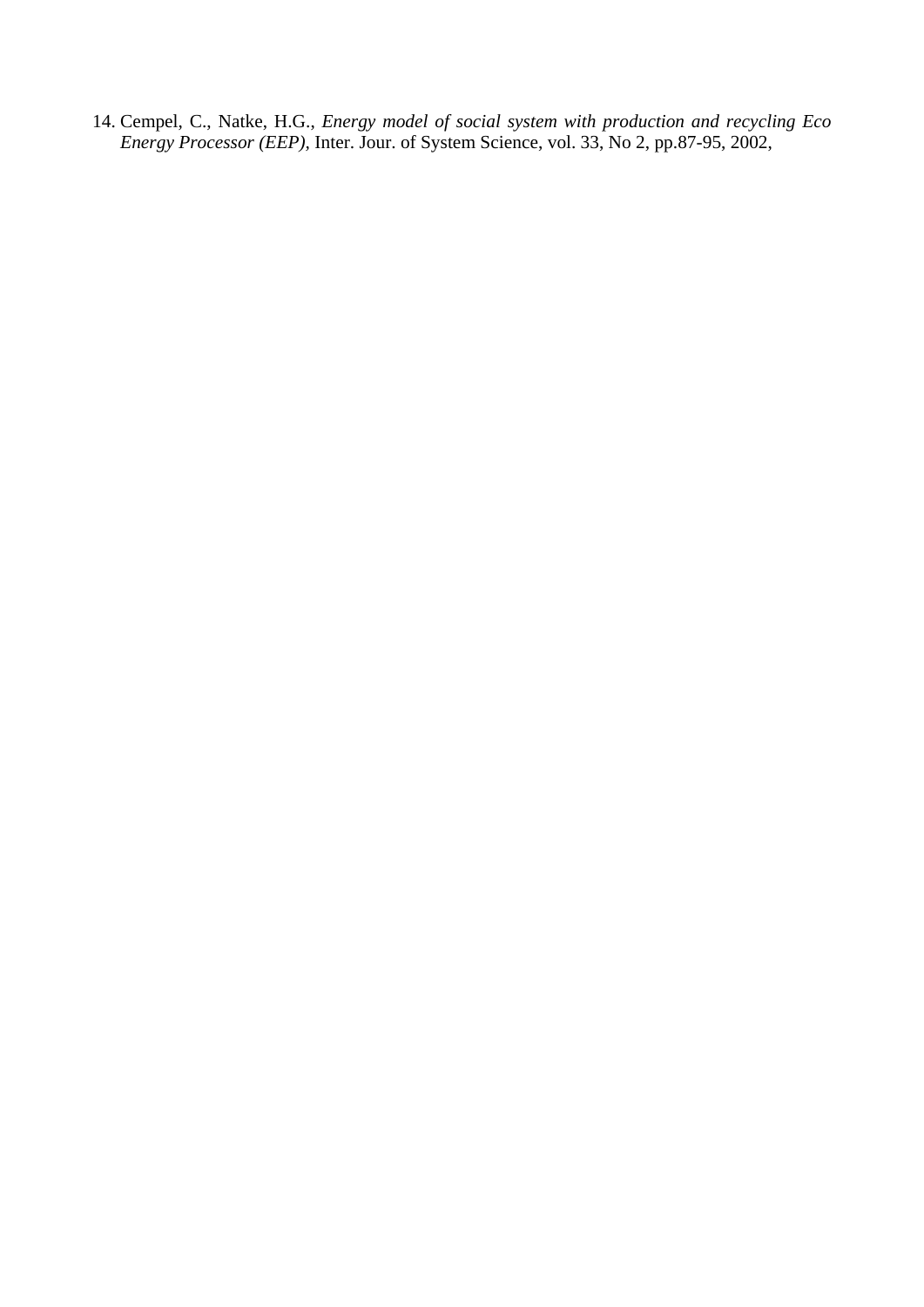14. Cempel, C., Natke, H.G., *Energy model of social system with production and recycling Eco Energy Processor (EEP),* Inter. Jour. of System Science, vol. 33, No 2, pp.87-95, 2002,